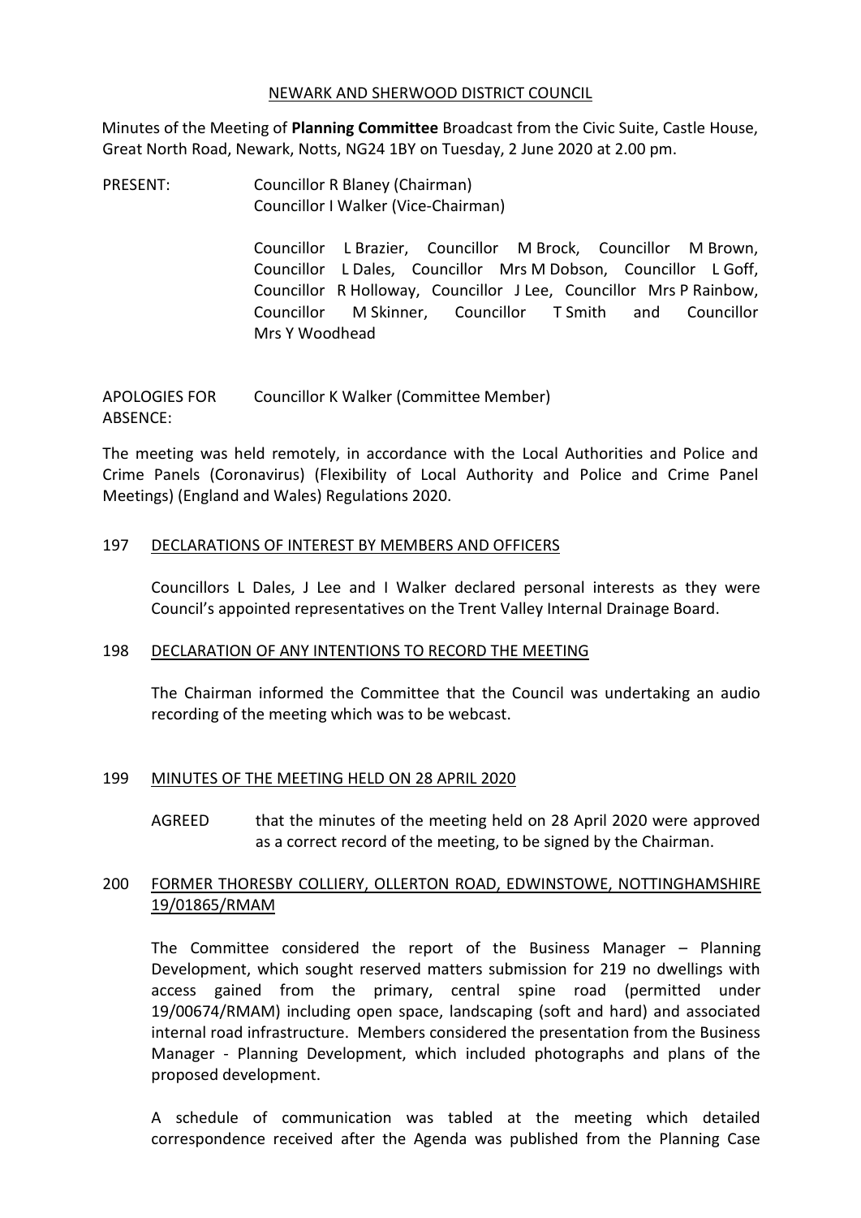# NEWARK AND SHERWOOD DISTRICT COUNCIL

Minutes of the Meeting of **Planning Committee** Broadcast from the Civic Suite, Castle House, Great North Road, Newark, Notts, NG24 1BY on Tuesday, 2 June 2020 at 2.00 pm.

PRESENT: Councillor R Blaney (Chairman)
Councillor I Walker (Vice-Chairman)

Councillor L Brazier, Councillor M Brock, Councillor M Brown, Councillor L Dales, Councillor Mrs M Dobson, Councillor L Goff, Councillor R Holloway, Councillor J Lee, Councillor Mrs P Rainbow, Councillor M Skinner, Councillor T Smith and Councillor Mrs Y Woodhead

APOLOGIES FOR ABSENCE: Councillor K Walker (Committee Member)

The meeting was held remotely, in accordance with the Local Authorities and Police and Crime Panels (Coronavirus) (Flexibility of Local Authority and Police and Crime Panel Meetings) (England and Wales) Regulations 2020.

## 197 DECLARATIONS OF INTEREST BY MEMBERS AND OFFICERS

Councillors L Dales, J Lee and I Walker declared personal interests as they were Council's appointed representatives on the Trent Valley Internal Drainage Board.

## 198 DECLARATION OF ANY INTENTIONS TO RECORD THE MEETING

The Chairman informed the Committee that the Council was undertaking an audio recording of the meeting which was to be webcast.

## 199 MINUTES OF THE MEETING HELD ON 28 APRIL 2020

AGREED that the minutes of the meeting held on 28 April 2020 were approved as a correct record of the meeting, to be signed by the Chairman.

## 200 FORMER THORESBY COLLIERY, OLLERTON ROAD, EDWINSTOWE, NOTTINGHAMSHIRE 19/01865/RMAM

The Committee considered the report of the Business Manager – Planning Development, which sought reserved matters submission for 219 no dwellings with access gained from the primary, central spine road (permitted under 19/00674/RMAM) including open space, landscaping (soft and hard) and associated internal road infrastructure. Members considered the presentation from the Business Manager - Planning Development, which included photographs and plans of the proposed development.

A schedule of communication was tabled at the meeting which detailed correspondence received after the Agenda was published from the Planning Case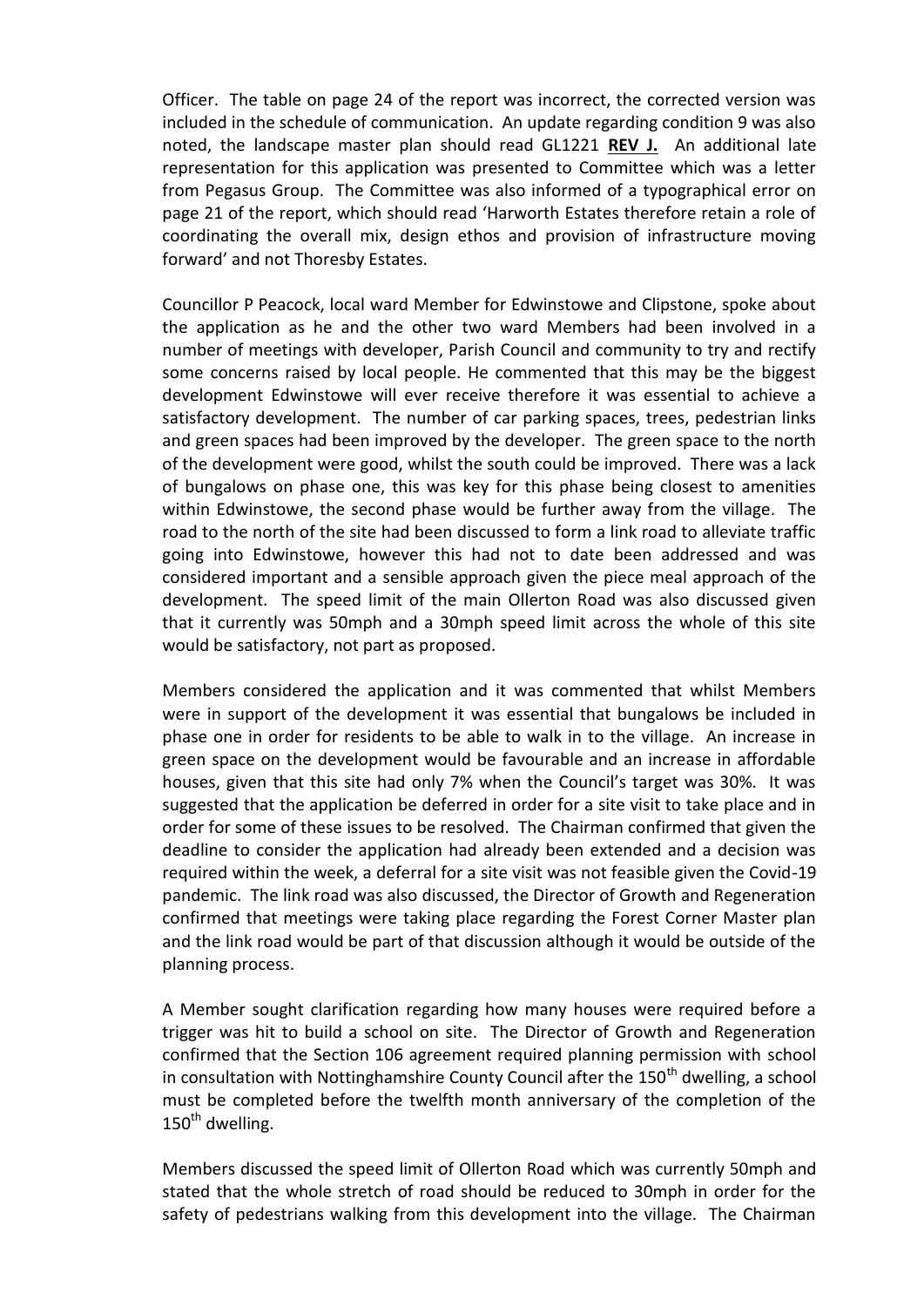Officer. The table on page 24 of the report was incorrect, the corrected version was included in the schedule of communication. An update regarding condition 9 was also noted, the landscape master plan should read GL1221 **REV J.** An additional late representation for this application was presented to Committee which was a letter from Pegasus Group. The Committee was also informed of a typographical error on page 21 of the report, which should read 'Harworth Estates therefore retain a role of coordinating the overall mix, design ethos and provision of infrastructure moving forward' and not Thoresby Estates.

Councillor P Peacock, local ward Member for Edwinstowe and Clipstone, spoke about the application as he and the other two ward Members had been involved in a number of meetings with developer, Parish Council and community to try and rectify some concerns raised by local people. He commented that this may be the biggest development Edwinstowe will ever receive therefore it was essential to achieve a satisfactory development. The number of car parking spaces, trees, pedestrian links and green spaces had been improved by the developer. The green space to the north of the development were good, whilst the south could be improved. There was a lack of bungalows on phase one, this was key for this phase being closest to amenities within Edwinstowe, the second phase would be further away from the village. The road to the north of the site had been discussed to form a link road to alleviate traffic going into Edwinstowe, however this had not to date been addressed and was considered important and a sensible approach given the piece meal approach of the development. The speed limit of the main Ollerton Road was also discussed given that it currently was 50mph and a 30mph speed limit across the whole of this site would be satisfactory, not part as proposed.

Members considered the application and it was commented that whilst Members were in support of the development it was essential that bungalows be included in phase one in order for residents to be able to walk in to the village. An increase in green space on the development would be favourable and an increase in affordable houses, given that this site had only 7% when the Council's target was 30%. It was suggested that the application be deferred in order for a site visit to take place and in order for some of these issues to be resolved. The Chairman confirmed that given the deadline to consider the application had already been extended and a decision was required within the week, a deferral for a site visit was not feasible given the Covid-19 pandemic. The link road was also discussed, the Director of Growth and Regeneration confirmed that meetings were taking place regarding the Forest Corner Master plan and the link road would be part of that discussion although it would be outside of the planning process.

A Member sought clarification regarding how many houses were required before a trigger was hit to build a school on site. The Director of Growth and Regeneration confirmed that the Section 106 agreement required planning permission with school in consultation with Nottinghamshire County Council after the 150th dwelling, a school must be completed before the twelfth month anniversary of the completion of the 150th dwelling.

Members discussed the speed limit of Ollerton Road which was currently 50mph and stated that the whole stretch of road should be reduced to 30mph in order for the safety of pedestrians walking from this development into the village. The Chairman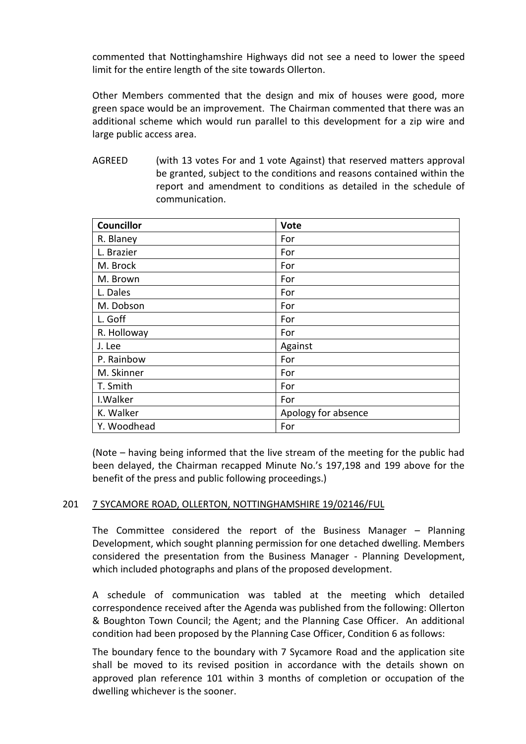commented that Nottinghamshire Highways did not see a need to lower the speed limit for the entire length of the site towards Ollerton.

Other Members commented that the design and mix of houses were good, more green space would be an improvement. The Chairman commented that there was an additional scheme which would run parallel to this development for a zip wire and large public access area.

AGREED (with 13 votes For and 1 vote Against) that reserved matters approval be granted, subject to the conditions and reasons contained within the report and amendment to conditions as detailed in the schedule of communication.

| Councillor | Vote |
|---|---|
| R. Blaney | For |
| L. Brazier | For |
| M. Brock | For |
| M. Brown | For |
| L. Dales | For |
| M. Dobson | For |
| L. Goff | For |
| R. Holloway | For |
| J. Lee | Against |
| P. Rainbow | For |
| M. Skinner | For |
| T. Smith | For |
| I.Walker | For |
| K. Walker | Apology for absence |
| Y. Woodhead | For |

(Note – having being informed that the live stream of the meeting for the public had been delayed, the Chairman recapped Minute No.'s 197,198 and 199 above for the benefit of the press and public following proceedings.)

## 201 7 SYCAMORE ROAD, OLLERTON, NOTTINGHAMSHIRE 19/02146/FUL

The Committee considered the report of the Business Manager – Planning Development, which sought planning permission for one detached dwelling. Members considered the presentation from the Business Manager - Planning Development, which included photographs and plans of the proposed development.

A schedule of communication was tabled at the meeting which detailed correspondence received after the Agenda was published from the following: Ollerton & Boughton Town Council; the Agent; and the Planning Case Officer. An additional condition had been proposed by the Planning Case Officer, Condition 6 as follows:

The boundary fence to the boundary with 7 Sycamore Road and the application site shall be moved to its revised position in accordance with the details shown on approved plan reference 101 within 3 months of completion or occupation of the dwelling whichever is the sooner.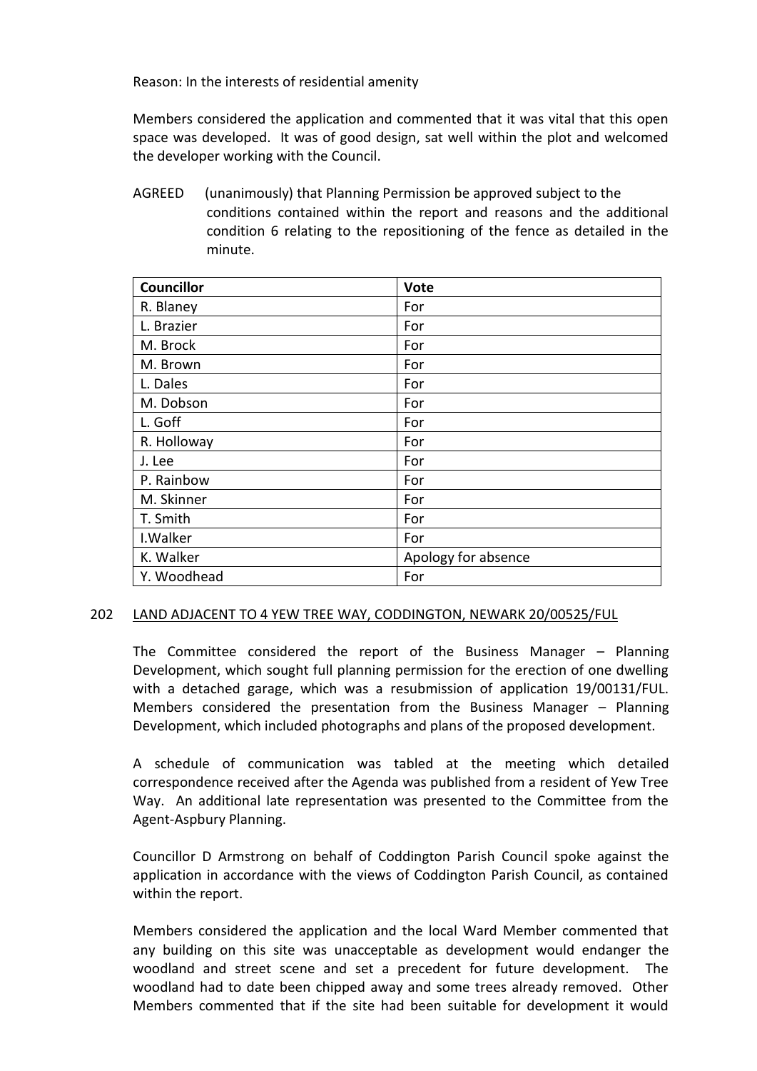Reason: In the interests of residential amenity

Members considered the application and commented that it was vital that this open space was developed. It was of good design, sat well within the plot and welcomed the developer working with the Council.

AGREED (unanimously) that Planning Permission be approved subject to the conditions contained within the report and reasons and the additional condition 6 relating to the repositioning of the fence as detailed in the minute.

| Councillor | Vote |
|---|---|
| R. Blaney | For |
| L. Brazier | For |
| M. Brock | For |
| M. Brown | For |
| L. Dales | For |
| M. Dobson | For |
| L. Goff | For |
| R. Holloway | For |
| J. Lee | For |
| P. Rainbow | For |
| M. Skinner | For |
| T. Smith | For |
| I.Walker | For |
| K. Walker | Apology for absence |
| Y. Woodhead | For |

202 LAND ADJACENT TO 4 YEW TREE WAY, CODDINGTON, NEWARK 20/00525/FUL

The Committee considered the report of the Business Manager – Planning Development, which sought full planning permission for the erection of one dwelling with a detached garage, which was a resubmission of application 19/00131/FUL. Members considered the presentation from the Business Manager – Planning Development, which included photographs and plans of the proposed development.

A schedule of communication was tabled at the meeting which detailed correspondence received after the Agenda was published from a resident of Yew Tree Way. An additional late representation was presented to the Committee from the Agent-Aspbury Planning.

Councillor D Armstrong on behalf of Coddington Parish Council spoke against the application in accordance with the views of Coddington Parish Council, as contained within the report.

Members considered the application and the local Ward Member commented that any building on this site was unacceptable as development would endanger the woodland and street scene and set a precedent for future development. The woodland had to date been chipped away and some trees already removed. Other Members commented that if the site had been suitable for development it would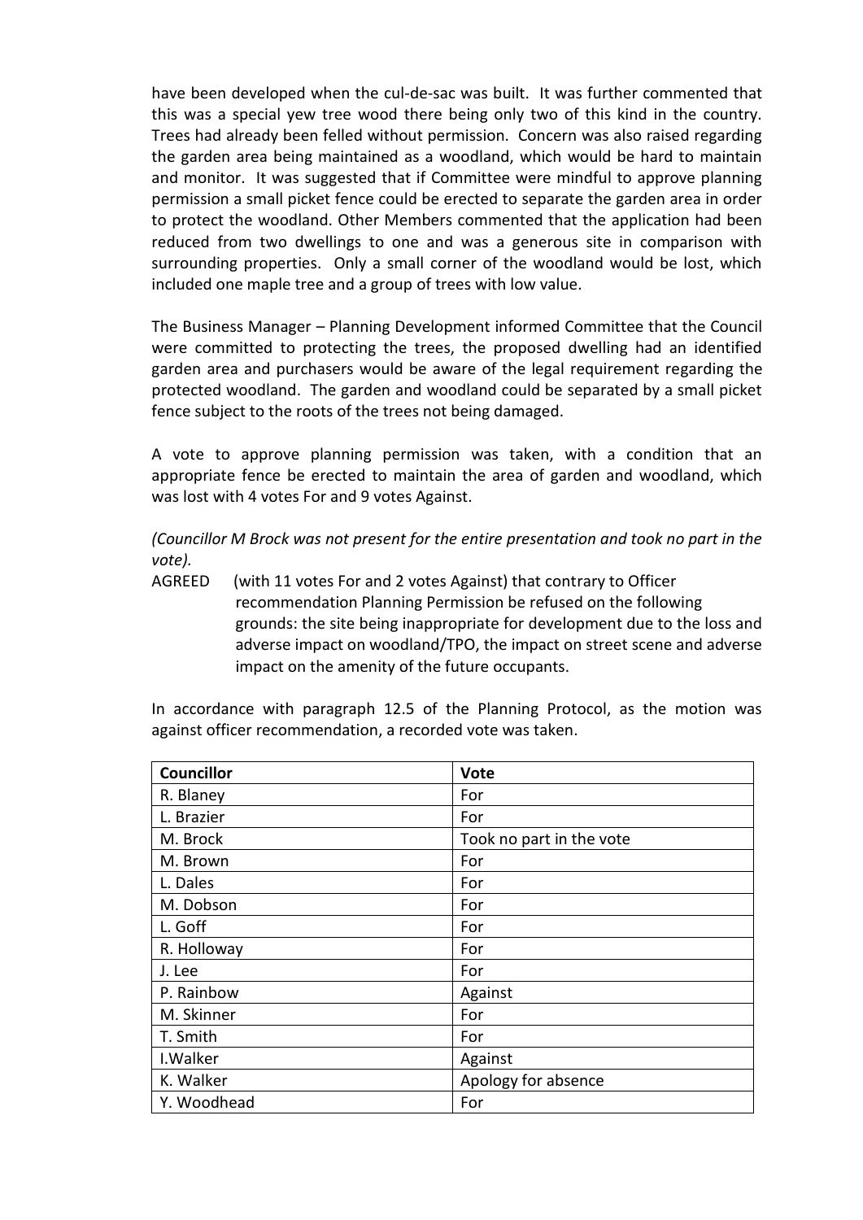have been developed when the cul-de-sac was built. It was further commented that this was a special yew tree wood there being only two of this kind in the country. Trees had already been felled without permission. Concern was also raised regarding the garden area being maintained as a woodland, which would be hard to maintain and monitor. It was suggested that if Committee were mindful to approve planning permission a small picket fence could be erected to separate the garden area in order to protect the woodland. Other Members commented that the application had been reduced from two dwellings to one and was a generous site in comparison with surrounding properties. Only a small corner of the woodland would be lost, which included one maple tree and a group of trees with low value.

The Business Manager – Planning Development informed Committee that the Council were committed to protecting the trees, the proposed dwelling had an identified garden area and purchasers would be aware of the legal requirement regarding the protected woodland. The garden and woodland could be separated by a small picket fence subject to the roots of the trees not being damaged.

A vote to approve planning permission was taken, with a condition that an appropriate fence be erected to maintain the area of garden and woodland, which was lost with 4 votes For and 9 votes Against.

*(Councillor M Brock was not present for the entire presentation and took no part in the vote).*

AGREED (with 11 votes For and 2 votes Against) that contrary to Officer recommendation Planning Permission be refused on the following grounds: the site being inappropriate for development due to the loss and adverse impact on woodland/TPO, the impact on street scene and adverse impact on the amenity of the future occupants.

In accordance with paragraph 12.5 of the Planning Protocol, as the motion was against officer recommendation, a recorded vote was taken.

| **Councillor** | **Vote** |
|---|---|
| R. Blaney | For |
| L. Brazier | For |
| M. Brock | Took no part in the vote |
| M. Brown | For |
| L. Dales | For |
| M. Dobson | For |
| L. Goff | For |
| R. Holloway | For |
| J. Lee | For |
| P. Rainbow | Against |
| M. Skinner | For |
| T. Smith | For |
| I.Walker | Against |
| K. Walker | Apology for absence |
| Y. Woodhead | For |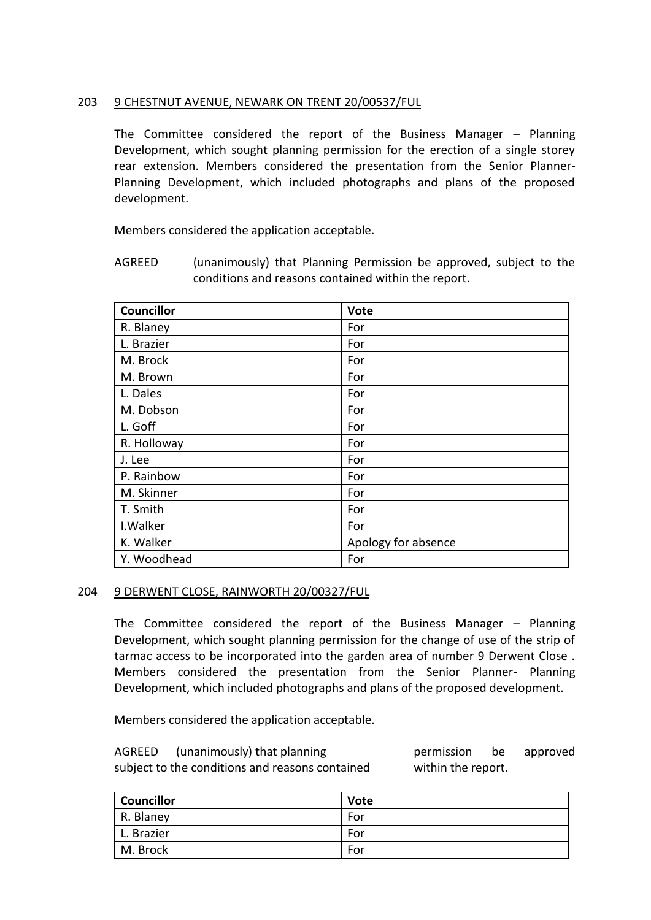## 203 9 CHESTNUT AVENUE, NEWARK ON TRENT 20/00537/FUL

The Committee considered the report of the Business Manager – Planning Development, which sought planning permission for the erection of a single storey rear extension. Members considered the presentation from the Senior Planner- Planning Development, which included photographs and plans of the proposed development.

Members considered the application acceptable.

AGREED (unanimously) that Planning Permission be approved, subject to the conditions and reasons contained within the report.

| Councillor | Vote |
|---|---|
| R. Blaney | For |
| L. Brazier | For |
| M. Brock | For |
| M. Brown | For |
| L. Dales | For |
| M. Dobson | For |
| L. Goff | For |
| R. Holloway | For |
| J. Lee | For |
| P. Rainbow | For |
| M. Skinner | For |
| T. Smith | For |
| I.Walker | For |
| K. Walker | Apology for absence |
| Y. Woodhead | For |

## 204 9 DERWENT CLOSE, RAINWORTH 20/00327/FUL

The Committee considered the report of the Business Manager – Planning Development, which sought planning permission for the change of use of the strip of tarmac access to be incorporated into the garden area of number 9 Derwent Close . Members considered the presentation from the Senior Planner- Planning Development, which included photographs and plans of the proposed development.

Members considered the application acceptable.

AGREED (unanimously) that planning permission be approved subject to the conditions and reasons contained within the report.

| Councillor | Vote |
|---|---|
| R. Blaney | For |
| L. Brazier | For |
| M. Brock | For |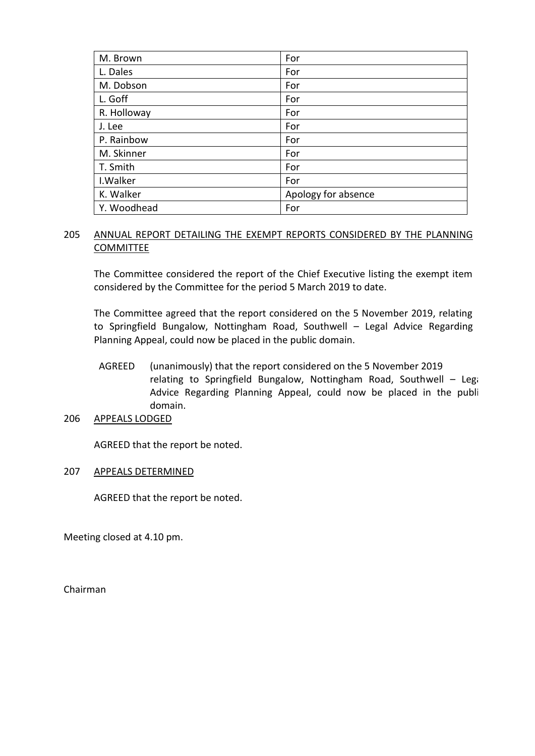| | |
|---|---|
| M. Brown | For |
| L. Dales | For |
| M. Dobson | For |
| L. Goff | For |
| R. Holloway | For |
| J. Lee | For |
| P. Rainbow | For |
| M. Skinner | For |
| T. Smith | For |
| I.Walker | For |
| K. Walker | Apology for absence |
| Y. Woodhead | For |

205 ANNUAL REPORT DETAILING THE EXEMPT REPORTS CONSIDERED BY THE PLANNING COMMITTEE

The Committee considered the report of the Chief Executive listing the exempt item considered by the Committee for the period 5 March 2019 to date.

The Committee agreed that the report considered on the 5 November 2019, relating to Springfield Bungalow, Nottingham Road, Southwell – Legal Advice Regarding Planning Appeal, could now be placed in the public domain.

AGREED (unanimously) that the report considered on the 5 November 2019 relating to Springfield Bungalow, Nottingham Road, Southwell – Legal Advice Regarding Planning Appeal, could now be placed in the public domain.

206 APPEALS LODGED

AGREED that the report be noted.

207 APPEALS DETERMINED

AGREED that the report be noted.

Meeting closed at 4.10 pm.

Chairman